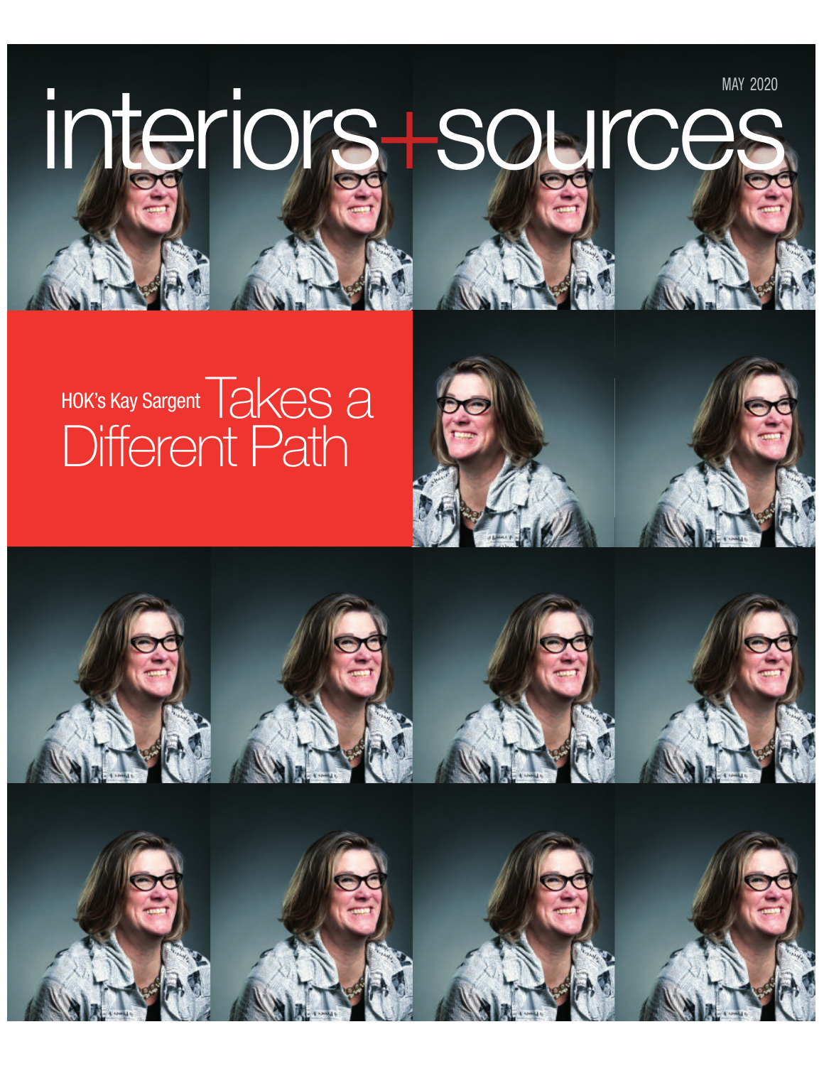MAY 2020

# interiors+sources

## HOK's Kay Sargent Takes a Different Path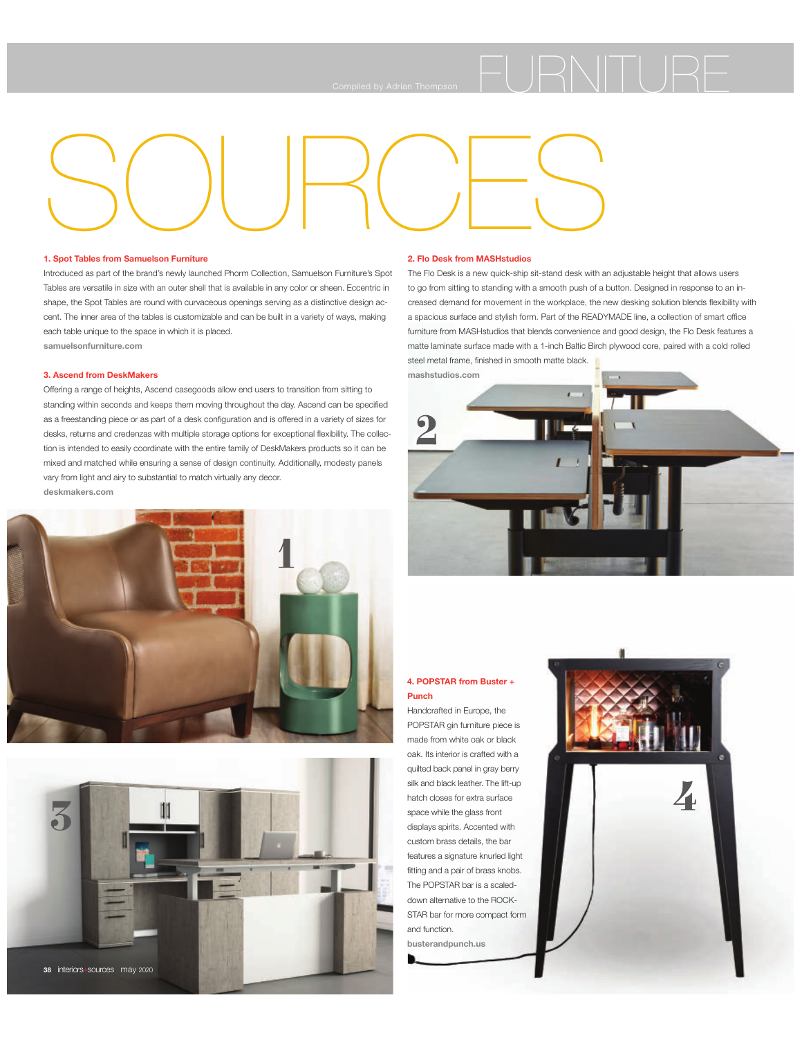# FURNITURE SOURCES

Compiled by Adrian Thompson

### 1. Spot Tables from Samuelson Furniture

Introduced as part of the brand's newly launched Phorm Collection, Samuelson Furniture's Spot Tables are versatile in size with an outer shell that is available in any color or sheen. Eccentric in shape, the Spot Tables are round with curvaceous openings serving as a distinctive design accent. The inner area of the tables is customizable and can be built in a variety of ways, making each table unique to the space in which it is placed.

samuelsonfurniture.com

### 3. Ascend from DeskMakers

Offering a range of heights, Ascend casegoods allow end users to transition from sitting to standing within seconds and keeps them moving throughout the day. Ascend can be specified as a freestanding piece or as part of a desk configuration and is offered in a variety of sizes for desks, returns and credenzas with multiple storage options for exceptional flexibility. The collection is intended to easily coordinate with the entire family of DeskMakers products so it can be mixed and matched while ensuring a sense of design continuity. Additionally, modesty panels vary from light and airy to substantial to match virtually any decor.

deskmakers.com

### 2. Flo Desk from MASHstudios

The Flo Desk is a new quick-ship sit-stand desk with an adjustable height that allows users to go from sitting to standing with a smooth push of a button. Designed in response to an increased demand for movement in the workplace, the new desking solution blends flexibility with a spacious surface and stylish form. Part of the READYMADE line, a collection of smart office furniture from MASHstudios that blends convenience and good design, the Flo Desk features a matte laminate surface made with a 1-inch Baltic Birch plywood core, paired with a cold rolled steel metal frame, finished in smooth matte black.

mashstudios.com

### 4. POPSTAR from Buster + Punch

Handcrafted in Europe, the POPSTAR gin furniture piece is made from white oak or black oak. Its interior is crafted with a quilted back panel in gray berry silk and black leather. The lift-up hatch closes for extra surface space while the glass front displays spirits. Accented with custom brass details, the bar features a signature knurled light fitting and a pair of brass knobs. The POPSTAR bar is a scaled-down alternative to the ROCKSTAR bar for more compact form and function.

busterandpunch.us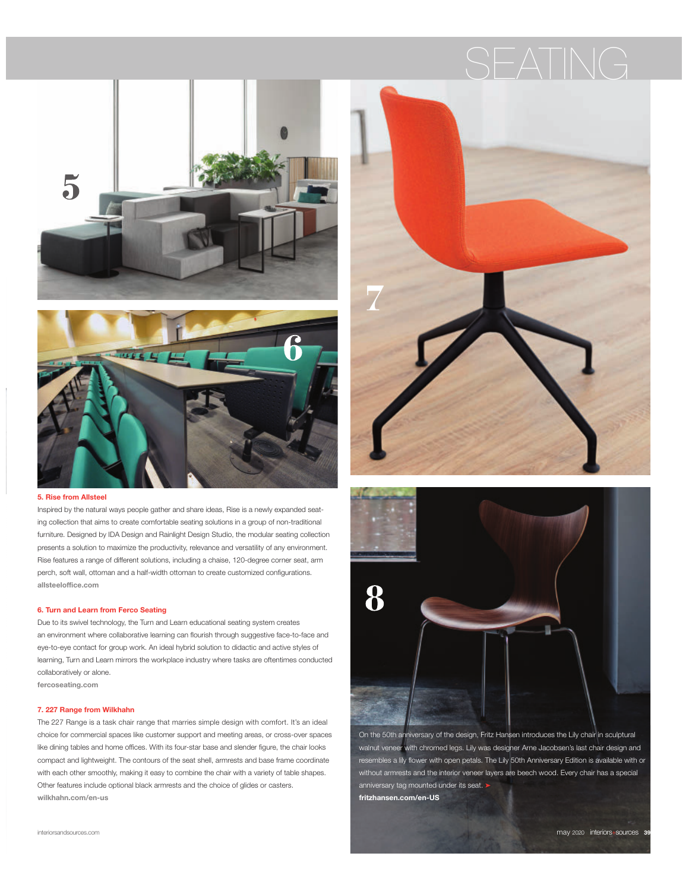# SEATING

5

6

7

8

**5. Rise from Allsteel**

Inspired by the natural ways people gather and share ideas, Rise is a newly expanded seating collection that aims to create comfortable seating solutions in a group of non-traditional furniture. Designed by IDA Design and Rainlight Design Studio, the modular seating collection presents a solution to maximize the productivity, relevance and versatility of any environment. Rise features a range of different solutions, including a chaise, 120-degree corner seat, arm perch, soft wall, ottoman and a half-width ottoman to create customized configurations.

**allsteeloffice.com**

**6. Turn and Learn from Ferco Seating**

Due to its swivel technology, the Turn and Learn educational seating system creates an environment where collaborative learning can flourish through suggestive face-to-face and eye-to-eye contact for group work. An ideal hybrid solution to didactic and active styles of learning, Turn and Learn mirrors the workplace industry where tasks are oftentimes conducted collaboratively or alone.

**fercoseating.com**

**7. 227 Range from Wilkhahn**

The 227 Range is a task chair range that marries simple design with comfort. It's an ideal choice for commercial spaces like customer support and meeting areas, or cross-over spaces like dining tables and home offices. With its four-star base and slender figure, the chair looks compact and lightweight. The contours of the seat shell, armrests and base frame coordinate with each other smoothly, making it easy to combine the chair with a variety of table shapes. Other features include optional black armrests and the choice of glides or casters.

**wilkhahn.com/en-us**

On the 50th anniversary of the design, Fritz Hansen introduces the Lily chair in sculptural walnut veneer with chromed legs. Lily was designer Arne Jacobsen's last chair design and resembles a lily flower with open petals. The Lily 50th Anniversary Edition is available with or without armrests and the interior veneer layers are beech wood. Every chair has a special anniversary tag mounted under its seat. ➤

**fritzhansen.com/en-US**